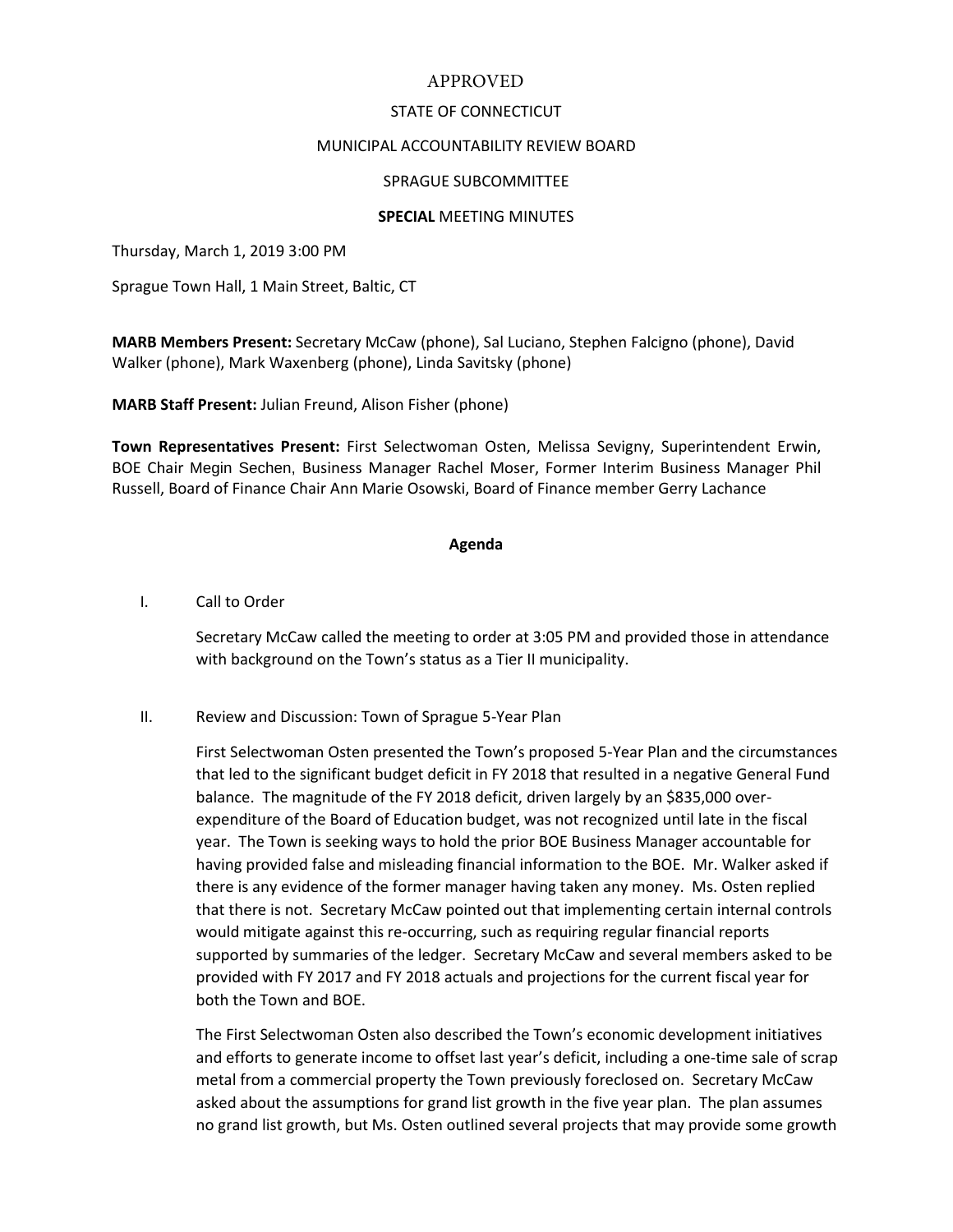APPROVED

STATE OF CONNECTICUT

MUNICIPAL ACCOUNTABILITY REVIEW BOARD

SPRAGUE SUBCOMMITTEE

**SPECIAL** MEETING MINUTES

Thursday, March 1, 2019 3:00 PM

Sprague Town Hall, 1 Main Street, Baltic, CT

**MARB Members Present:** Secretary McCaw (phone), Sal Luciano, Stephen Falcigno (phone), David Walker (phone), Mark Waxenberg (phone), Linda Savitsky (phone)

**MARB Staff Present:** Julian Freund, Alison Fisher (phone)

**Town Representatives Present:** First Selectwoman Osten, Melissa Sevigny, Superintendent Erwin, BOE Chair Megin Sechen, Business Manager Rachel Moser, Former Interim Business Manager Phil Russell, Board of Finance Chair Ann Marie Osowski, Board of Finance member Gerry Lachance

**Agenda**

I. Call to Order

Secretary McCaw called the meeting to order at 3:05 PM and provided those in attendance with background on the Town's status as a Tier II municipality.

II. Review and Discussion: Town of Sprague 5-Year Plan

First Selectwoman Osten presented the Town's proposed 5-Year Plan and the circumstances that led to the significant budget deficit in FY 2018 that resulted in a negative General Fund balance. The magnitude of the FY 2018 deficit, driven largely by an $835,000 over-expenditure of the Board of Education budget, was not recognized until late in the fiscal year. The Town is seeking ways to hold the prior BOE Business Manager accountable for having provided false and misleading financial information to the BOE. Mr. Walker asked if there is any evidence of the former manager having taken any money. Ms. Osten replied that there is not. Secretary McCaw pointed out that implementing certain internal controls would mitigate against this re-occurring, such as requiring regular financial reports supported by summaries of the ledger. Secretary McCaw and several members asked to be provided with FY 2017 and FY 2018 actuals and projections for the current fiscal year for both the Town and BOE.

The First Selectwoman Osten also described the Town's economic development initiatives and efforts to generate income to offset last year's deficit, including a one-time sale of scrap metal from a commercial property the Town previously foreclosed on. Secretary McCaw asked about the assumptions for grand list growth in the five year plan. The plan assumes no grand list growth, but Ms. Osten outlined several projects that may provide some growth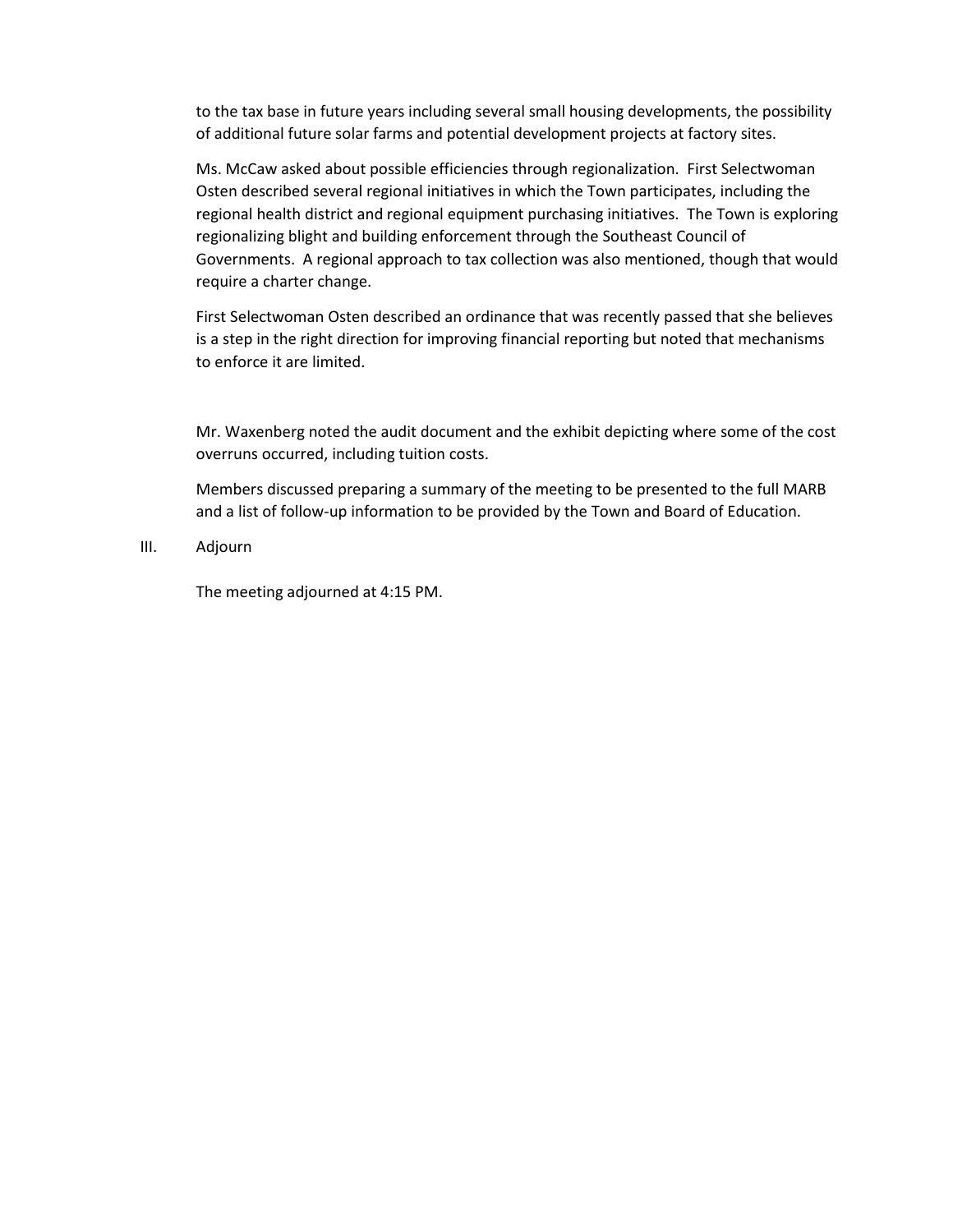to the tax base in future years including several small housing developments, the possibility of additional future solar farms and potential development projects at factory sites.

Ms. McCaw asked about possible efficiencies through regionalization. First Selectwoman Osten described several regional initiatives in which the Town participates, including the regional health district and regional equipment purchasing initiatives. The Town is exploring regionalizing blight and building enforcement through the Southeast Council of Governments. A regional approach to tax collection was also mentioned, though that would require a charter change.

First Selectwoman Osten described an ordinance that was recently passed that she believes is a step in the right direction for improving financial reporting but noted that mechanisms to enforce it are limited.

Mr. Waxenberg noted the audit document and the exhibit depicting where some of the cost overruns occurred, including tuition costs.

Members discussed preparing a summary of the meeting to be presented to the full MARB and a list of follow-up information to be provided by the Town and Board of Education.

III. Adjourn

The meeting adjourned at 4:15 PM.